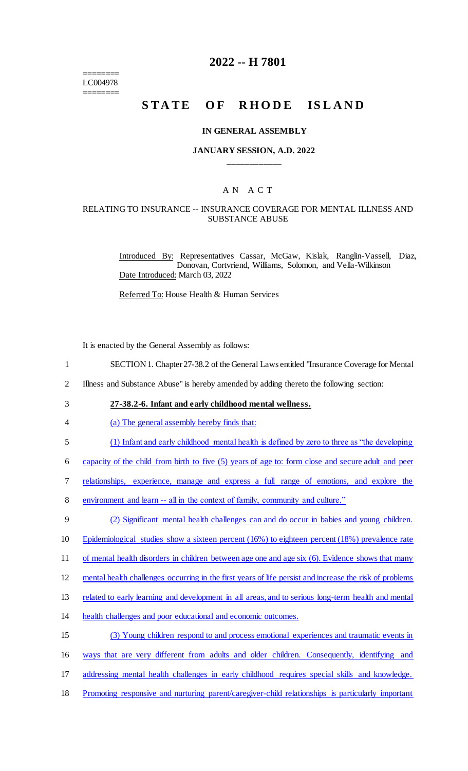========
LC004978
========

# 2022 -- H 7801

# STATE OF RHODE ISLAND

## IN GENERAL ASSEMBLY

### JANUARY SESSION, A.D. 2022

\_\_\_\_\_\_\_\_\_\_\_\_

## A N A C T

### RELATING TO INSURANCE -- INSURANCE COVERAGE FOR MENTAL ILLNESS AND SUBSTANCE ABUSE

Introduced By: Representatives Cassar, McGaw, Kislak, Ranglin-Vassell, Diaz, Donovan, Cortvriend, Williams, Solomon, and Vella-Wilkinson

Date Introduced: March 03, 2022

Referred To: House Health & Human Services

It is enacted by the General Assembly as follows:

1 SECTION 1. Chapter 27-38.2 of the General Laws entitled "Insurance Coverage for Mental
2 Illness and Substance Abuse" is hereby amended by adding thereto the following section:

3 **27-38.2-6. Infant and early childhood mental wellness.**

4 (a) The general assembly hereby finds that:

5 (1) Infant and early childhood mental health is defined by zero to three as "the developing
6 capacity of the child from birth to five (5) years of age to: form close and secure adult and peer
7 relationships, experience, manage and express a full range of emotions, and explore the
8 environment and learn -- all in the context of family, community and culture."

9 (2) Significant mental health challenges can and do occur in babies and young children.
10 Epidemiological studies show a sixteen percent (16%) to eighteen percent (18%) prevalence rate
11 of mental health disorders in children between age one and age six (6). Evidence shows that many
12 mental health challenges occurring in the first years of life persist and increase the risk of problems
13 related to early learning and development in all areas, and to serious long-term health and mental
14 health challenges and poor educational and economic outcomes.

15 (3) Young children respond to and process emotional experiences and traumatic events in
16 ways that are very different from adults and older children. Consequently, identifying and
17 addressing mental health challenges in early childhood requires special skills and knowledge.
18 Promoting responsive and nurturing parent/caregiver-child relationships is particularly important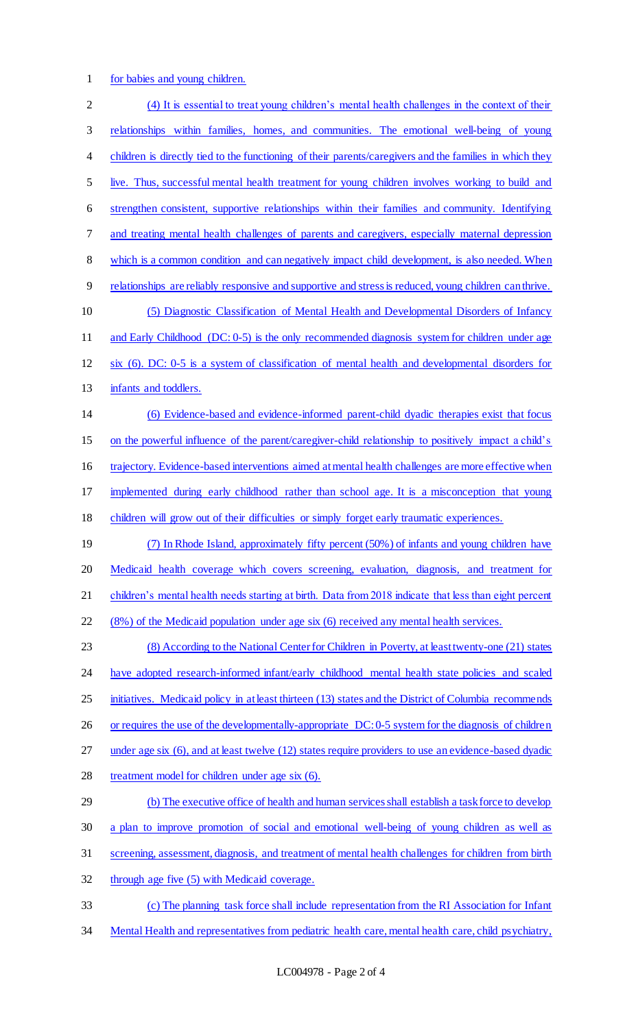for babies and young children.

(4) It is essential to treat young children's mental health challenges in the context of their relationships within families, homes, and communities. The emotional well-being of young children is directly tied to the functioning of their parents/caregivers and the families in which they live. Thus, successful mental health treatment for young children involves working to build and strengthen consistent, supportive relationships within their families and community. Identifying and treating mental health challenges of parents and caregivers, especially maternal depression which is a common condition and can negatively impact child development, is also needed. When relationships are reliably responsive and supportive and stress is reduced, young children can thrive.

(5) Diagnostic Classification of Mental Health and Developmental Disorders of Infancy and Early Childhood (DC: 0-5) is the only recommended diagnosis system for children under age six (6). DC: 0-5 is a system of classification of mental health and developmental disorders for infants and toddlers.

(6) Evidence-based and evidence-informed parent-child dyadic therapies exist that focus on the powerful influence of the parent/caregiver-child relationship to positively impact a child's trajectory. Evidence-based interventions aimed at mental health challenges are more effective when implemented during early childhood rather than school age. It is a misconception that young children will grow out of their difficulties or simply forget early traumatic experiences.

(7) In Rhode Island, approximately fifty percent (50%) of infants and young children have Medicaid health coverage which covers screening, evaluation, diagnosis, and treatment for children's mental health needs starting at birth. Data from 2018 indicate that less than eight percent (8%) of the Medicaid population under age six (6) received any mental health services.

(8) According to the National Center for Children in Poverty, at least twenty-one (21) states have adopted research-informed infant/early childhood mental health state policies and scaled initiatives. Medicaid policy in at least thirteen (13) states and the District of Columbia recommends or requires the use of the developmentally-appropriate DC: 0-5 system for the diagnosis of children under age six (6), and at least twelve (12) states require providers to use an evidence-based dyadic treatment model for children under age six (6).

(b) The executive office of health and human services shall establish a task force to develop a plan to improve promotion of social and emotional well-being of young children as well as screening, assessment, diagnosis, and treatment of mental health challenges for children from birth through age five (5) with Medicaid coverage.

(c) The planning task force shall include representation from the RI Association for Infant Mental Health and representatives from pediatric health care, mental health care, child psychiatry,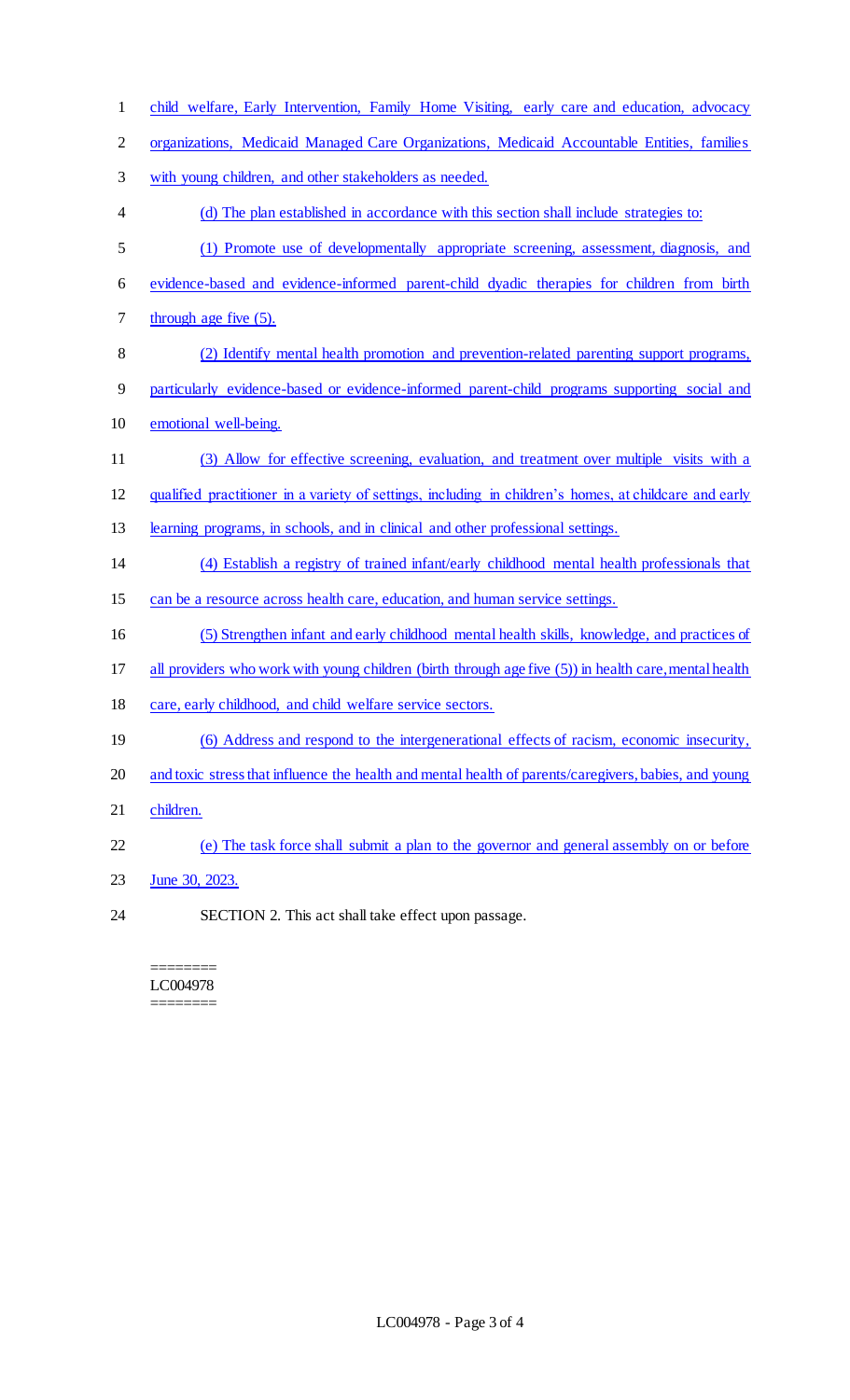child welfare, Early Intervention, Family Home Visiting, early care and education, advocacy organizations, Medicaid Managed Care Organizations, Medicaid Accountable Entities, families with young children, and other stakeholders as needed.

(d) The plan established in accordance with this section shall include strategies to:

(1) Promote use of developmentally appropriate screening, assessment, diagnosis, and evidence-based and evidence-informed parent-child dyadic therapies for children from birth through age five (5).

(2) Identify mental health promotion and prevention-related parenting support programs, particularly evidence-based or evidence-informed parent-child programs supporting social and emotional well-being.

(3) Allow for effective screening, evaluation, and treatment over multiple visits with a qualified practitioner in a variety of settings, including in children's homes, at childcare and early learning programs, in schools, and in clinical and other professional settings.

(4) Establish a registry of trained infant/early childhood mental health professionals that can be a resource across health care, education, and human service settings.

(5) Strengthen infant and early childhood mental health skills, knowledge, and practices of all providers who work with young children (birth through age five (5)) in health care, mental health care, early childhood, and child welfare service sectors.

(6) Address and respond to the intergenerational effects of racism, economic insecurity, and toxic stress that influence the health and mental health of parents/caregivers, babies, and young children.

(e) The task force shall submit a plan to the governor and general assembly on or before June 30, 2023.

SECTION 2. This act shall take effect upon passage.

========
LC004978
========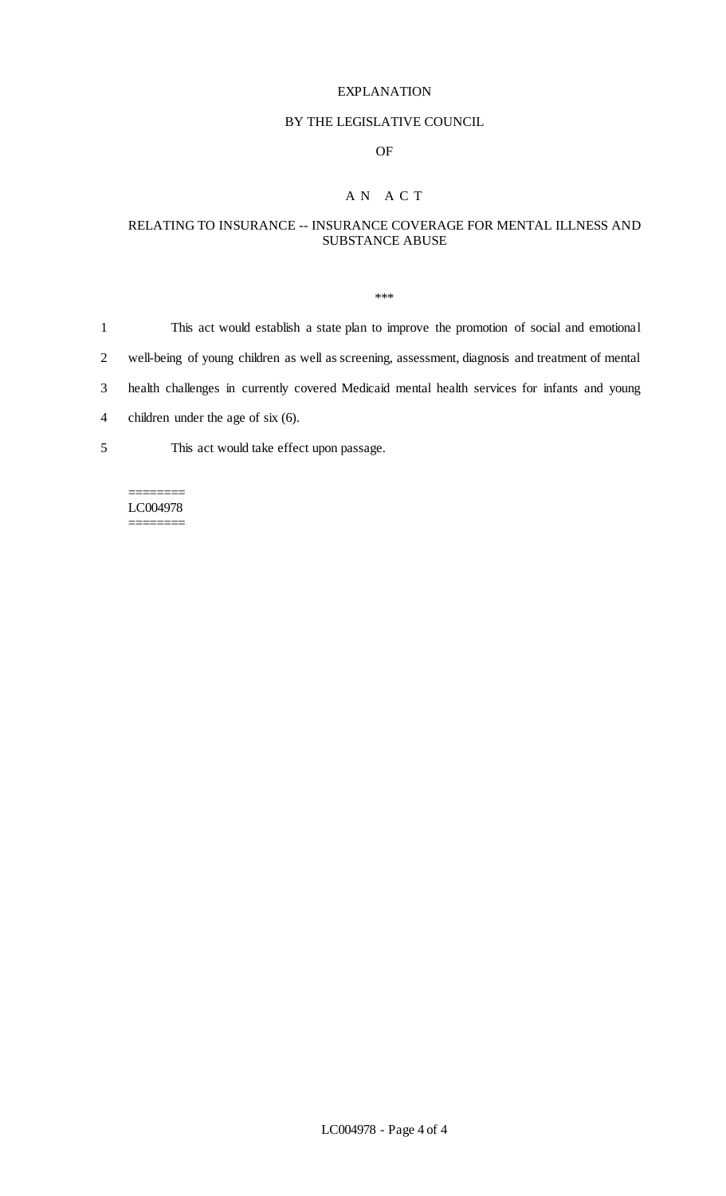EXPLANATION

BY THE LEGISLATIVE COUNCIL

OF

# A N A C T

## RELATING TO INSURANCE -- INSURANCE COVERAGE FOR MENTAL ILLNESS AND SUBSTANCE ABUSE

\*\*\*

This act would establish a state plan to improve the promotion of social and emotional well-being of young children as well as screening, assessment, diagnosis and treatment of mental health challenges in currently covered Medicaid mental health services for infants and young children under the age of six (6).

This act would take effect upon passage.

========
LC004978
========